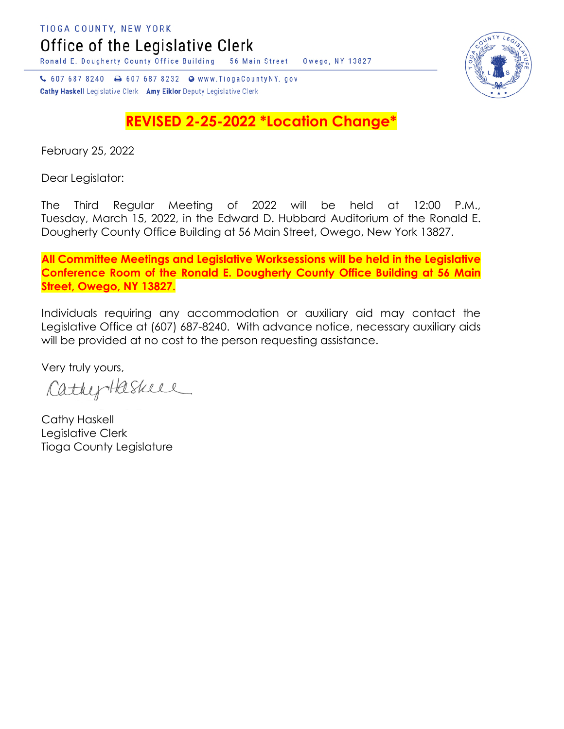TIOGA COUNTY, NEW YORK

# Office of the Legislative Clerk

Ronald E. Dougherty County Office Building 56 Main Street Owego, NY 13827

607 687 8240 607 687 8232 www.TiogaCountyNY.gov

**Cathy Haskell** Legislative Clerk **Amy Eiklor** Deputy Legislative Clerk

## REVISED 2-25-2022 *Location Change*

February 25, 2022

Dear Legislator:

The Third Regular Meeting of 2022 will be held at 12:00 P.M., Tuesday, March 15, 2022, in the Edward D. Hubbard Auditorium of the Ronald E. Dougherty County Office Building at 56 Main Street, Owego, New York 13827.

**All Committee Meetings and Legislative Worksessions will be held in the Legislative Conference Room of the Ronald E. Dougherty County Office Building at 56 Main Street, Owego, NY 13827.**

Individuals requiring any accommodation or auxiliary aid may contact the Legislative Office at (607) 687-8240. With advance notice, necessary auxiliary aids will be provided at no cost to the person requesting assistance.

Very truly yours,

Cathy Haskell

Cathy Haskell
Legislative Clerk
Tioga County Legislature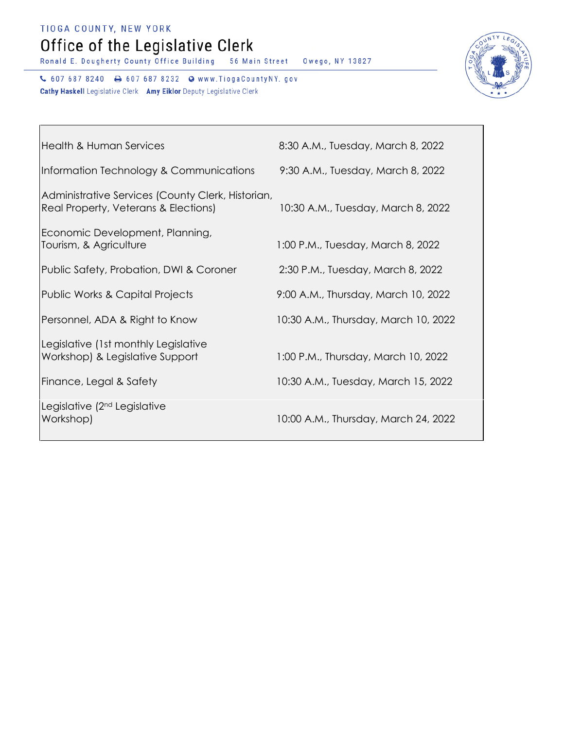TIOGA COUNTY, NEW YORK

# Office of the Legislative Clerk

Ronald E. Dougherty County Office Building 56 Main Street Owego, NY 13827

607 687 8240 607 687 8232 www.TiogaCountyNY.gov

**Cathy Haskell** Legislative Clerk **Amy Eiklor** Deputy Legislative Clerk

| | |
|---|---|
| Health & Human Services | 8:30 A.M., Tuesday, March 8, 2022 |
| Information Technology & Communications | 9:30 A.M., Tuesday, March 8, 2022 |
| Administrative Services (County Clerk, Historian, Real Property, Veterans & Elections) | 10:30 A.M., Tuesday, March 8, 2022 |
| Economic Development, Planning, Tourism, & Agriculture | 1:00 P.M., Tuesday, March 8, 2022 |
| Public Safety, Probation, DWI & Coroner | 2:30 P.M., Tuesday, March 8, 2022 |
| Public Works & Capital Projects | 9:00 A.M., Thursday, March 10, 2022 |
| Personnel, ADA & Right to Know | 10:30 A.M., Thursday, March 10, 2022 |
| Legislative (1st monthly Legislative Workshop) & Legislative Support | 1:00 P.M., Thursday, March 10, 2022 |
| Finance, Legal & Safety | 10:30 A.M., Tuesday, March 15, 2022 |
| Legislative (2nd Legislative Workshop) | 10:00 A.M., Thursday, March 24, 2022 |